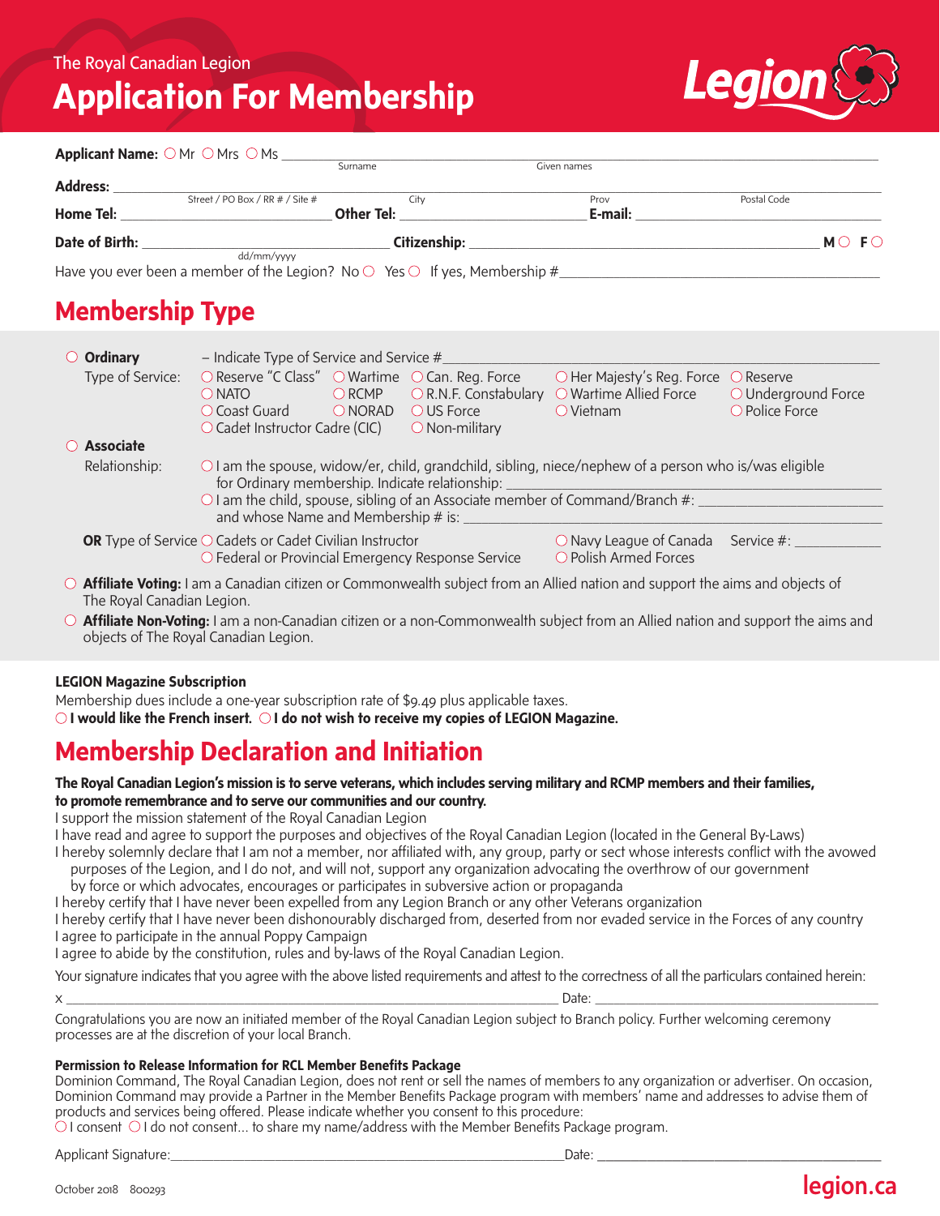The Royal Canadian Legion

# Application For Membership

Legion

**Applicant Name:** ○ Mr ○ Mrs ○ Ms ____________________ Surname ____________________ Given names

**Address:** ____________________ Street / PO Box / RR # / Site # ____________________ City ____________ Prov ____________ Postal Code

**Home Tel:** ____________________ **Other Tel:** ____________________ **E-mail:** ____________________

**Date of Birth:** ____________________ dd/mm/yyyy **Citizenship:** ____________________ **M** ○ **F** ○

Have you ever been a member of the Legion? No ○ Yes ○ If yes, Membership #____________________

## Membership Type

○ **Ordinary** – Indicate Type of Service and Service #____________________

Type of Service: ○ Reserve "C Class" ○ Wartime ○ Can. Reg. Force ○ Her Majesty's Reg. Force ○ Reserve ○ NATO ○ RCMP ○ R.N.F. Constabulary ○ Wartime Allied Force ○ Underground Force ○ Coast Guard ○ NORAD ○ US Force ○ Vietnam ○ Police Force ○ Cadet Instructor Cadre (CIC) ○ Non-military

○ **Associate**

Relationship: ○ I am the spouse, widow/er, child, grandchild, sibling, niece/nephew of a person who is/was eligible for Ordinary membership. Indicate relationship: ____________________

○ I am the child, spouse, sibling of an Associate member of Command/Branch #: ____________________ and whose Name and Membership # is: ____________________

**OR** Type of Service ○ Cadets or Cadet Civilian Instructor ○ Navy League of Canada Service #: ____________ ○ Federal or Provincial Emergency Response Service ○ Polish Armed Forces

○ **Affiliate Voting:** I am a Canadian citizen or Commonwealth subject from an Allied nation and support the aims and objects of The Royal Canadian Legion.

○ **Affiliate Non-Voting:** I am a non-Canadian citizen or a non-Commonwealth subject from an Allied nation and support the aims and objects of The Royal Canadian Legion.

**LEGION Magazine Subscription**

Membership dues include a one-year subscription rate of $9.49 plus applicable taxes.

○ **I would like the French insert.** ○ **I do not wish to receive my copies of LEGION Magazine.**

## Membership Declaration and Initiation

**The Royal Canadian Legion's mission is to serve veterans, which includes serving military and RCMP members and their families, to promote remembrance and to serve our communities and our country.**

I support the mission statement of the Royal Canadian Legion

I have read and agree to support the purposes and objectives of the Royal Canadian Legion (located in the General By-Laws)

I hereby solemnly declare that I am not a member, nor affiliated with, any group, party or sect whose interests conflict with the avowed purposes of the Legion, and I do not, and will not, support any organization advocating the overthrow of our government by force or which advocates, encourages or participates in subversive action or propaganda

I hereby certify that I have never been expelled from any Legion Branch or any other Veterans organization

I hereby certify that I have never been dishonourably discharged from, deserted from nor evaded service in the Forces of any country

I agree to participate in the annual Poppy Campaign

I agree to abide by the constitution, rules and by-laws of the Royal Canadian Legion.

Your signature indicates that you agree with the above listed requirements and attest to the correctness of all the particulars contained herein:

x ____________________ Date: ____________________

Congratulations you are now an initiated member of the Royal Canadian Legion subject to Branch policy. Further welcoming ceremony processes are at the discretion of your local Branch.

**Permission to Release Information for RCL Member Benefits Package**

Dominion Command, The Royal Canadian Legion, does not rent or sell the names of members to any organization or advertiser. On occasion, Dominion Command may provide a Partner in the Member Benefits Package program with members' name and addresses to advise them of products and services being offered. Please indicate whether you consent to this procedure:

○ I consent ○ I do not consent... to share my name/address with the Member Benefits Package program.

Applicant Signature:____________________ Date: ____________________

October 2018 800293

legion.ca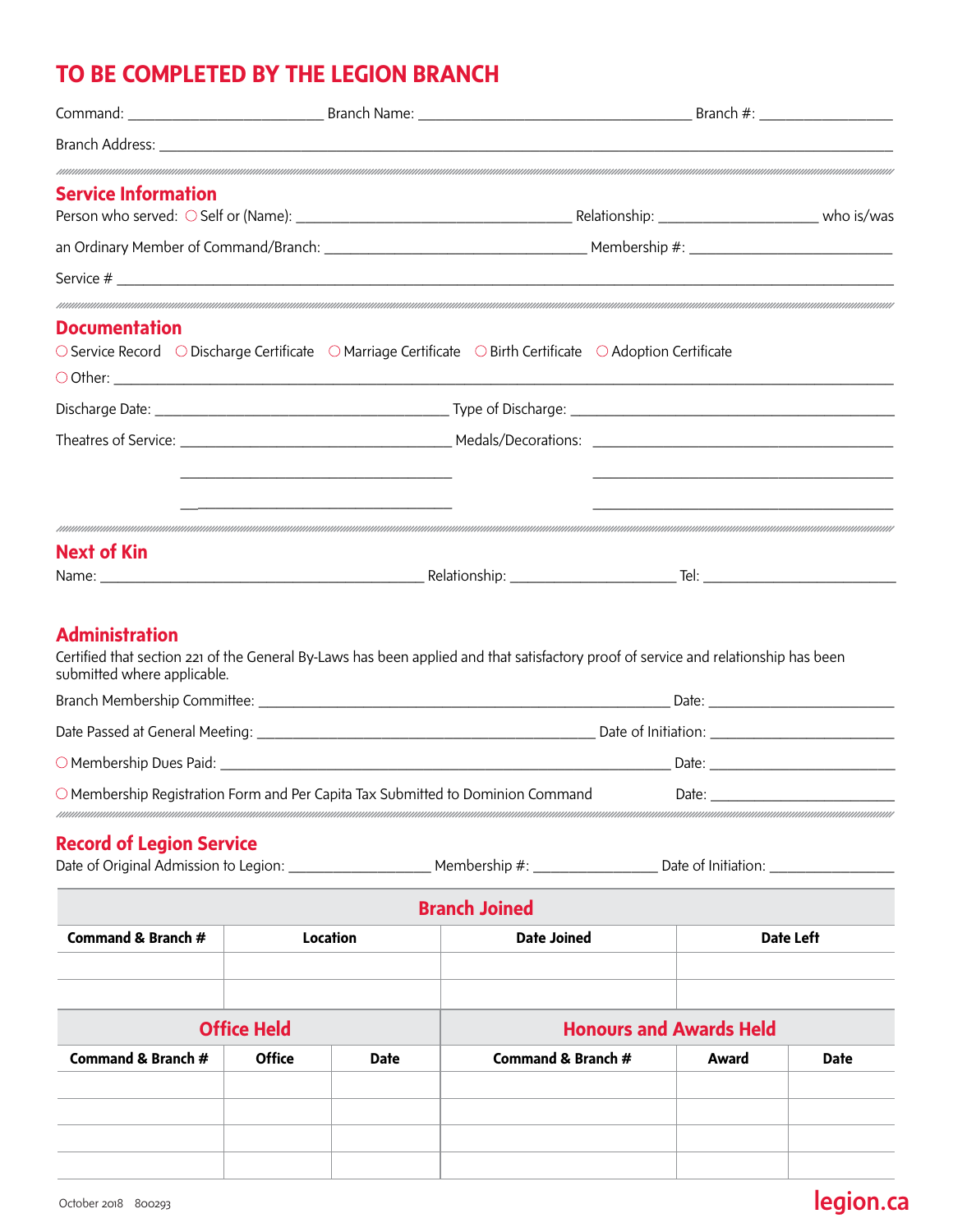# TO BE COMPLETED BY THE LEGION BRANCH

Command: ________________________ Branch Name: ________________________________ Branch #: ________________

Branch Address: ____________________________________________________________________________________

## Service Information

Person who served: ○ Self or (Name): __________________________________ Relationship: ____________________ who is/was an Ordinary Member of Command/Branch: ________________________________ Membership #: __________________________

Service # ____________________________________________________________________________________

## Documentation

○ Service Record ○ Discharge Certificate ○ Marriage Certificate ○ Birth Certificate ○ Adoption Certificate

○ Other: ____________________________________________________________________________________

Discharge Date: ____________________________________ Type of Discharge: ________________________________________

Theatres of Service: __________________________________ Medals/Decorations: ________________________________________

__________________________________ ________________________________________

__________________________________ ________________________________________

## Next of Kin

Name: ________________________________________ Relationship: ____________________ Tel: ________________________

## Administration

Certified that section 221 of the General By-Laws has been applied and that satisfactory proof of service and relationship has been submitted where applicable.

Branch Membership Committee: ________________________________________________ Date: ______________________

Date Passed at General Meeting: ________________________________________ Date of Initiation: ______________________

○ Membership Dues Paid: ____________________________________________________ Date: ______________________

○ Membership Registration Form and Per Capita Tax Submitted to Dominion Command Date: ______________________

## Record of Legion Service

Date of Original Admission to Legion: __________________ Membership #: ________________ Date of Initiation: ________________

**Branch Joined**

| Command & Branch # | Location | Date Joined | Date Left |
|---|---|---|---|
| | | | |
| | | | |

**Office Held**

| Command & Branch # | Office | Date |
|---|---|---|
| | | |
| | | |
| | | |
| | | |

**Honours and Awards Held**

| Command & Branch # | Award | Date |
|---|---|---|
| | | |
| | | |
| | | |
| | | |

October 2018 800293

legion.ca